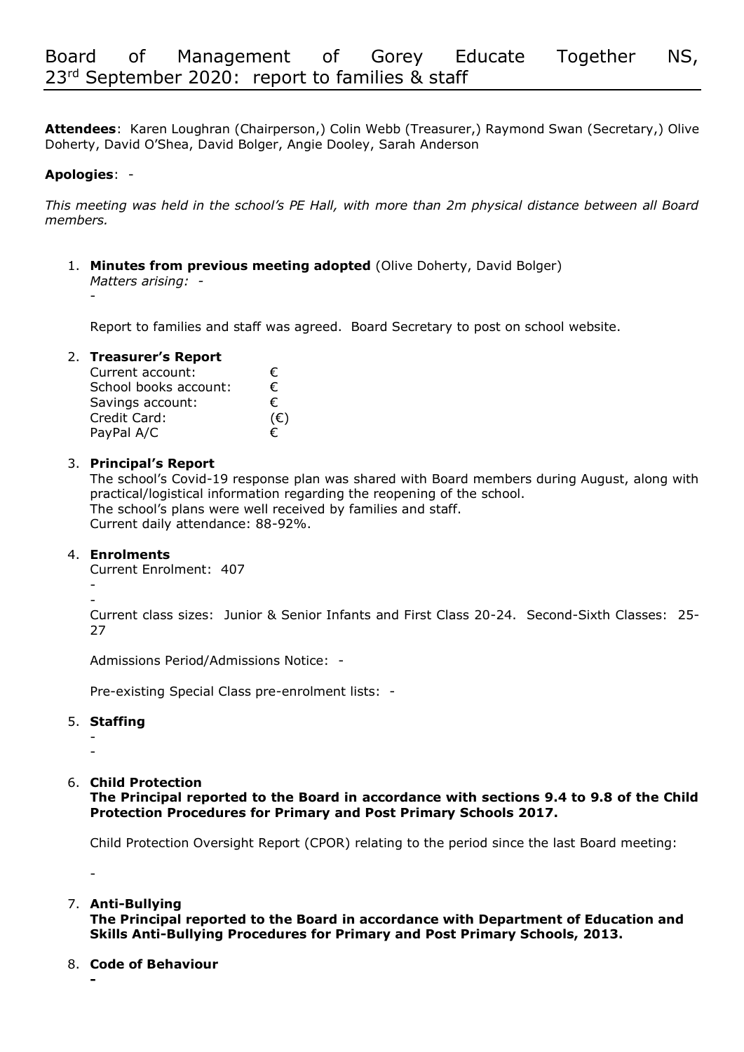# Board of Management of Gorey Educate Together NS, 23rd September 2020: report to families & staff

**Attendees**: Karen Loughran (Chairperson,) Colin Webb (Treasurer,) Raymond Swan (Secretary,) Olive Doherty, David O'Shea, David Bolger, Angie Dooley, Sarah Anderson

**Apologies**: -

*This meeting was held in the school's PE Hall, with more than 2m physical distance between all Board members.*

1. **Minutes from previous meeting adopted** (Olive Doherty, David Bolger)
   *Matters arising:* -
   -

   Report to families and staff was agreed. Board Secretary to post on school website.

2. **Treasurer's Report**

   | | |
   |---|---|
   | Current account: | € |
   | School books account: | € |
   | Savings account: | € |
   | Credit Card: | (€) |
   | PayPal A/C | € |

3. **Principal's Report**
   The school's Covid-19 response plan was shared with Board members during August, along with practical/logistical information regarding the reopening of the school.
   The school's plans were well received by families and staff.
   Current daily attendance: 88-92%.

4. **Enrolments**
   Current Enrolment: 407
   -
   -
   Current class sizes: Junior & Senior Infants and First Class 20-24. Second-Sixth Classes: 25-27

   Admissions Period/Admissions Notice: -

   Pre-existing Special Class pre-enrolment lists: -

5. **Staffing**
   -
   -

6. **Child Protection**
   **The Principal reported to the Board in accordance with sections 9.4 to 9.8 of the Child Protection Procedures for Primary and Post Primary Schools 2017.**

   Child Protection Oversight Report (CPOR) relating to the period since the last Board meeting:

   -

7. **Anti-Bullying**
   **The Principal reported to the Board in accordance with Department of Education and Skills Anti-Bullying Procedures for Primary and Post Primary Schools, 2013.**

8. **Code of Behaviour**
   **-**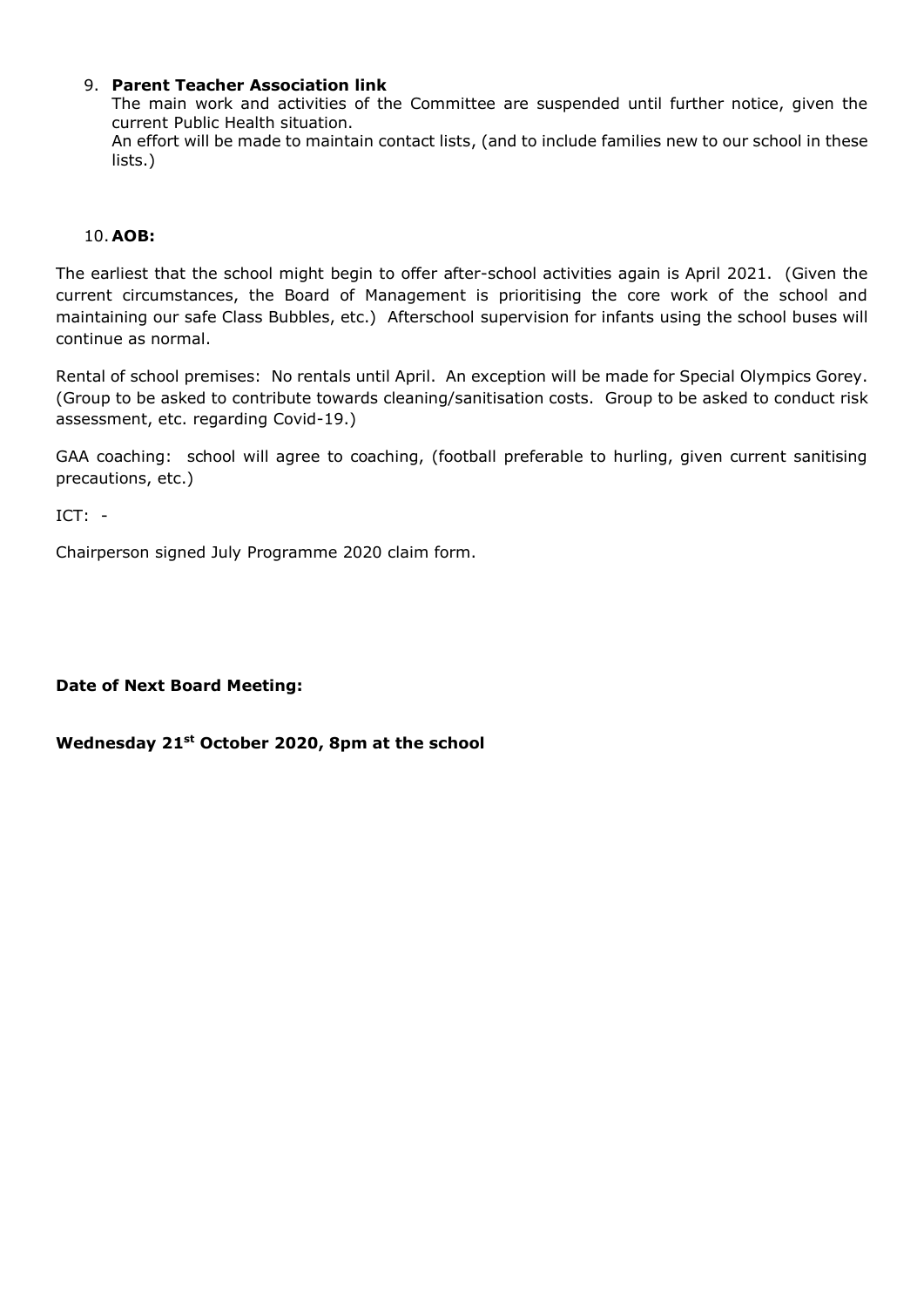9. **Parent Teacher Association link**
   The main work and activities of the Committee are suspended until further notice, given the current Public Health situation.
   An effort will be made to maintain contact lists, (and to include families new to our school in these lists.)

10. **AOB:**

The earliest that the school might begin to offer after-school activities again is April 2021. (Given the current circumstances, the Board of Management is prioritising the core work of the school and maintaining our safe Class Bubbles, etc.) Afterschool supervision for infants using the school buses will continue as normal.

Rental of school premises: No rentals until April. An exception will be made for Special Olympics Gorey. (Group to be asked to contribute towards cleaning/sanitisation costs. Group to be asked to conduct risk assessment, etc. regarding Covid-19.)

GAA coaching: school will agree to coaching, (football preferable to hurling, given current sanitising precautions, etc.)

ICT: -

Chairperson signed July Programme 2020 claim form.

**Date of Next Board Meeting:**

**Wednesday 21st October 2020, 8pm at the school**